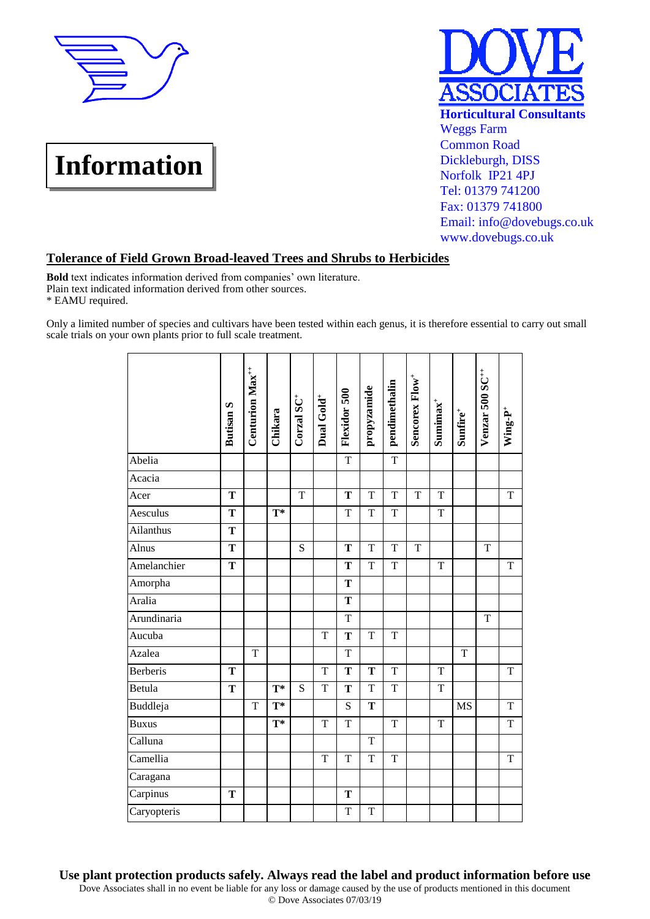# Information

**DOVE ASSOCIATES**
**Horticultural Consultants**
Weggs Farm
Common Road
Dickleburgh, DISS
Norfolk IP21 4PJ
Tel: 01379 741200
Fax: 01379 741800
Email: info@dovebugs.co.uk
www.dovebugs.co.uk

## Tolerance of Field Grown Broad-leaved Trees and Shrubs to Herbicides

**Bold** text indicates information derived from companies' own literature.
Plain text indicated information derived from other sources.
* EAMU required.

Only a limited number of species and cultivars have been tested within each genus, it is therefore essential to carry out small scale trials on your own plants prior to full scale treatment.

| | Butisan S | Centurion Max++ | Chikara | Corzal SC+ | Dual Gold+ | Flexidor 500 | propyzamide | pendimethalin | Sencorex Flow+ | Sunimax+ | Sunfire+ | Venzar 500 SC++ | Wing-P+ |
|---|---|---|---|---|---|---|---|---|---|---|---|---|---|
| Abelia | | | | | | T | | T | | | | | |
| Acacia | | | | | | | | | | | | | |
| Acer | **T** | | | T | | **T** | T | T | T | T | | | T |
| Aesculus | **T** | | **T*** | | | T | T | T | | T | | | |
| Ailanthus | **T** | | | | | | | | | | | | |
| Alnus | **T** | | | S | | **T** | T | T | T | | | T | |
| Amelanchier | **T** | | | | | **T** | T | T | | T | | | T |
| Amorpha | | | | | | **T** | | | | | | | |
| Aralia | | | | | | **T** | | | | | | | |
| Arundinaria | | | | | | T | | | | | | T | |
| Aucuba | | | | | T | **T** | T | T | | | | | |
| Azalea | | T | | | | T | | | | | T | | |
| Berberis | **T** | | | | T | **T** | **T** | T | | T | | | T |
| Betula | **T** | | **T*** | S | T | **T** | T | T | | T | | | |
| Buddleja | | T | **T*** | | | S | **T** | | | | MS | | T |
| Buxus | | | **T*** | | T | T | | T | | T | | | T |
| Calluna | | | | | | | T | | | | | | |
| Camellia | | | | | T | T | T | T | | | | | T |
| Caragana | | | | | | | | | | | | | |
| Carpinus | **T** | | | | | **T** | | | | | | | |
| Caryopteris | | | | | | T | T | | | | | | |

**Use plant protection products safely. Always read the label and product information before use**
Dove Associates shall in no event be liable for any loss or damage caused by the use of products mentioned in this document
© Dove Associates 07/03/19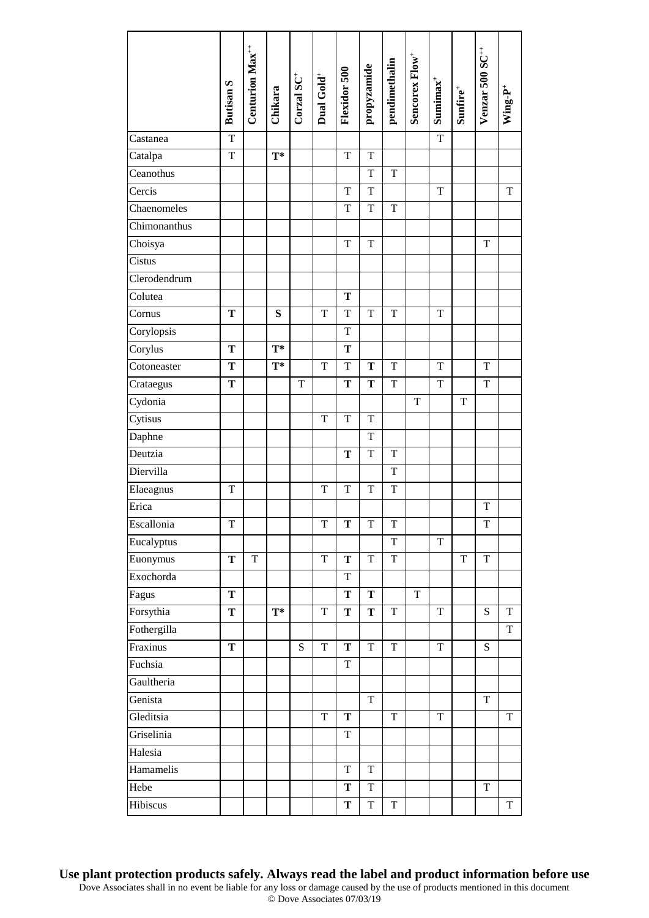| | Butisan S | Centurion Max[++] | Chikara | Corzal SC[+] | Dual Gold[+] | Flexidor 500 | propyzamide | pendimethalin | Sencorex Flow[+] | Sumimax[+] | Sunfire[+] | Venzar 500 SC[++] | Wing-P[+] |
|---|---|---|---|---|---|---|---|---|---|---|---|---|---|
| Castanea | T | | | | | | | | | T | | | |
| Catalpa | T | | **T*** | | | T | T | | | | | | |
| Ceanothus | | | | | | | T | T | | | | | |
| Cercis | | | | | | T | T | | | T | | | T |
| Chaenomeles | | | | | | T | T | T | | | | | |
| Chimonanthus | | | | | | | | | | | | | |
| Choisya | | | | | | T | T | | | | | T | |
| Cistus | | | | | | | | | | | | | |
| Clerodendrum | | | | | | | | | | | | | |
| Colutea | | | | | | **T** | | | | | | | |
| Cornus | **T** | | **S** | | T | T | T | T | | T | | | |
| Corylopsis | | | | | | T | | | | | | | |
| Corylus | **T** | | **T*** | | | **T** | | | | | | | |
| Cotoneaster | **T** | | **T*** | | T | T | **T** | T | | T | | T | |
| Crataegus | **T** | | | T | | **T** | **T** | T | | T | | T | |
| Cydonia | | | | | | | | | T | | T | | |
| Cytisus | | | | | T | T | T | | | | | | |
| Daphne | | | | | | | T | | | | | | |
| Deutzia | | | | | | **T** | T | T | | | | | |
| Diervilla | | | | | | | | T | | | | | |
| Elaeagnus | T | | | | T | T | T | T | | | | | |
| Erica | | | | | | | | | | | | T | |
| Escallonia | T | | | | T | **T** | T | T | | | | T | |
| Eucalyptus | | | | | | | | T | | T | | | |
| Euonymus | **T** | T | | | T | **T** | T | T | | | T | T | |
| Exochorda | | | | | | T | | | | | | | |
| Fagus | **T** | | | | | **T** | **T** | | T | | | | |
| Forsythia | **T** | | **T*** | | T | **T** | **T** | T | | T | | S | T |
| Fothergilla | | | | | | | | | | | | | T |
| Fraxinus | **T** | | | S | T | **T** | T | T | | T | | S | |
| Fuchsia | | | | | | T | | | | | | | |
| Gaultheria | | | | | | | | | | | | | |
| Genista | | | | | | | T | | | | | T | |
| Gleditsia | | | | | T | **T** | | T | | T | | | T |
| Griselinia | | | | | | T | | | | | | | |
| Halesia | | | | | | | | | | | | | |
| Hamamelis | | | | | | T | T | | | | | | |
| Hebe | | | | | | **T** | T | | | | | T | |
| Hibiscus | | | | | | **T** | T | T | | | | | T |

**Use plant protection products safely. Always read the label and product information before use**

Dove Associates shall in no event be liable for any loss or damage caused by the use of products mentioned in this document

© Dove Associates 07/03/19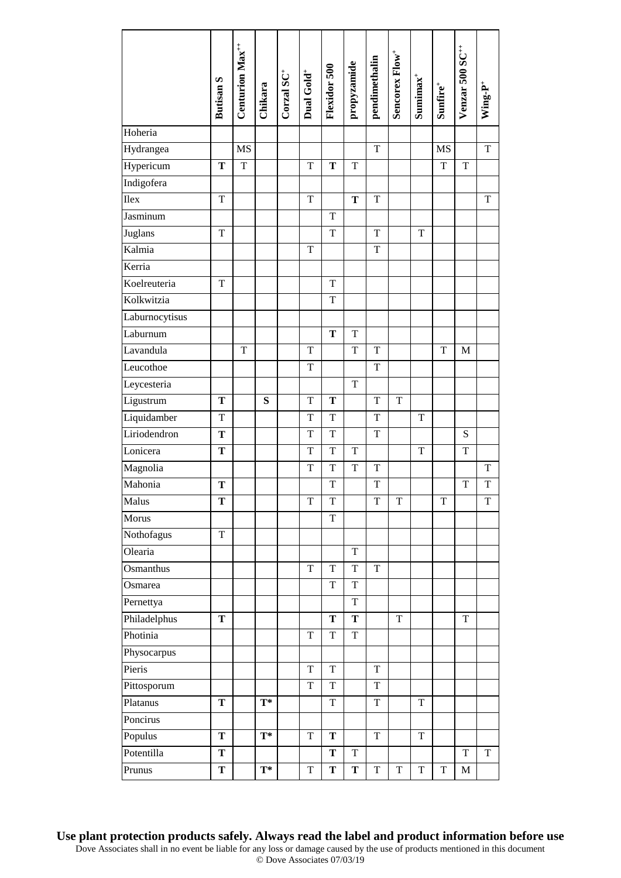| | Butisan S | Centurion Max++ | Chikara | Corzal SC+ | Dual Gold+ | Flexidor 500 | propyzamide | pendimethalin | Sencorex Flow+ | Sumimax+ | Sunfire+ | Venzar 500 SC++ | Wing-P+ |
|---|---|---|---|---|---|---|---|---|---|---|---|---|---|
| Hoheria | | | | | | | | | | | | | |
| Hydrangea | | MS | | | | | | T | | | MS | | T |
| Hypericum | **T** | T | | | T | **T** | T | | | | T | T | |
| Indigofera | | | | | | | | | | | | | |
| Ilex | T | | | | T | | **T** | T | | | | | T |
| Jasminum | | | | | | T | | | | | | | |
| Juglans | T | | | | | T | | T | | T | | | |
| Kalmia | | | | | T | | | T | | | | | |
| Kerria | | | | | | | | | | | | | |
| Koelreuteria | T | | | | | T | | | | | | | |
| Kolkwitzia | | | | | | T | | | | | | | |
| Laburnocytisus | | | | | | | | | | | | | |
| Laburnum | | | | | | **T** | T | | | | | | |
| Lavandula | | T | | | T | | T | T | | | T | M | |
| Leucothoe | | | | | T | | | T | | | | | |
| Leycesteria | | | | | | | T | | | | | | |
| Ligustrum | **T** | | **S** | | T | **T** | | T | T | | | | |
| Liquidamber | T | | | | T | T | | T | | T | | | |
| Liriodendron | **T** | | | | T | T | | T | | | | S | |
| Lonicera | **T** | | | | T | T | T | | | T | | T | |
| Magnolia | | | | | T | T | T | T | | | | | T |
| Mahonia | **T** | | | | | T | | T | | | | T | T |
| Malus | **T** | | | | T | T | | T | T | | T | | T |
| Morus | | | | | | T | | | | | | | |
| Nothofagus | T | | | | | | | | | | | | |
| Olearia | | | | | | | T | | | | | | |
| Osmanthus | | | | | T | T | T | T | | | | | |
| Osmarea | | | | | | T | T | | | | | | |
| Pernettya | | | | | | | T | | | | | | |
| Philadelphus | **T** | | | | | **T** | **T** | | T | | | T | |
| Photinia | | | | | T | T | T | | | | | | |
| Physocarpus | | | | | | | | | | | | | |
| Pieris | | | | | T | T | | T | | | | | |
| Pittosporum | | | | | T | T | | T | | | | | |
| Platanus | **T** | | **T*** | | | T | | T | | T | | | |
| Poncirus | | | | | | | | | | | | | |
| Populus | **T** | | **T*** | | T | **T** | | T | | T | | | |
| Potentilla | **T** | | | | | **T** | T | | | | | T | T |
| Prunus | **T** | | **T*** | | T | **T** | **T** | T | T | T | T | M | |

**Use plant protection products safely. Always read the label and product information before use**

Dove Associates shall in no event be liable for any loss or damage caused by the use of products mentioned in this document

© Dove Associates 07/03/19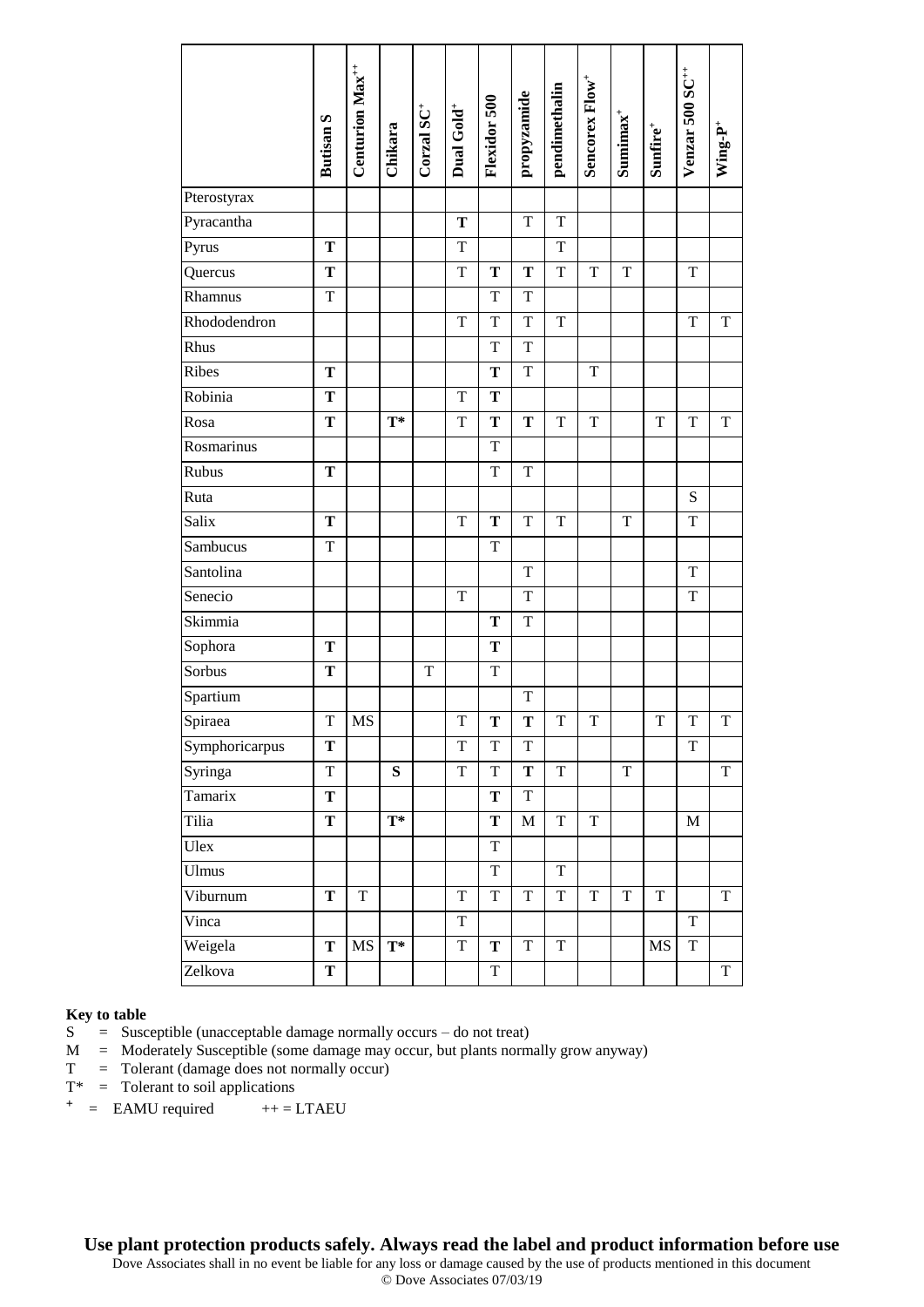| | Butisan S | Centurion Max++ | Chikara | Corzal SC+ | Dual Gold+ | Flexidor 500 | propyzamide | pendimethalin | Sencorex Flow+ | Sumimax+ | Sunfire+ | Venzar 500 SC++ | Wing-P+ |
|---|---|---|---|---|---|---|---|---|---|---|---|---|---|
| Pterostyrax | | | | | | | | | | | | | |
| Pyracantha | | | | | **T** | | T | T | | | | | |
| Pyrus | **T** | | | | T | | | T | | | | | |
| Quercus | **T** | | | | T | **T** | **T** | T | T | T | | T | |
| Rhamnus | T | | | | | T | T | | | | | | |
| Rhododendron | | | | | T | T | T | T | | | | T | T |
| Rhus | | | | | | T | T | | | | | | |
| Ribes | **T** | | | | | **T** | T | | T | | | | |
| Robinia | **T** | | | | T | **T** | | | | | | | |
| Rosa | **T** | | **T*** | | T | **T** | **T** | T | T | | T | T | T |
| Rosmarinus | | | | | | T | | | | | | | |
| Rubus | **T** | | | | | T | T | | | | | | |
| Ruta | | | | | | | | | | | | S | |
| Salix | **T** | | | | T | **T** | T | T | | T | | T | |
| Sambucus | T | | | | | T | | | | | | | |
| Santolina | | | | | | | T | | | | | T | |
| Senecio | | | | | T | | T | | | | | T | |
| Skimmia | | | | | | **T** | T | | | | | | |
| Sophora | **T** | | | | | **T** | | | | | | | |
| Sorbus | **T** | | | T | | T | | | | | | | |
| Spartium | | | | | | | T | | | | | | |
| Spiraea | T | MS | | | T | **T** | **T** | T | T | | T | T | T |
| Symphoricarpus | **T** | | | | T | T | T | | | | | T | |
| Syringa | T | | **S** | | T | T | **T** | T | | T | | | T |
| Tamarix | **T** | | | | | **T** | T | | | | | | |
| Tilia | **T** | | **T*** | | | **T** | M | T | T | | | M | |
| Ulex | | | | | | T | | | | | | | |
| Ulmus | | | | | | T | | T | | | | | |
| Viburnum | **T** | T | | | T | T | T | T | T | T | T | | T |
| Vinca | | | | | T | | | | | | | T | |
| Weigela | **T** | MS | **T*** | | T | **T** | T | T | | | MS | T | |
| Zelkova | **T** | | | | | T | | | | | | | T |

**Key to table**

S = Susceptible (unacceptable damage normally occurs – do not treat)

M = Moderately Susceptible (some damage may occur, but plants normally grow anyway)

T = Tolerant (damage does not normally occur)

T* = Tolerant to soil applications

+ = EAMU required ++ = LTAEU

**Use plant protection products safely. Always read the label and product information before use**

Dove Associates shall in no event be liable for any loss or damage caused by the use of products mentioned in this document

© Dove Associates 07/03/19